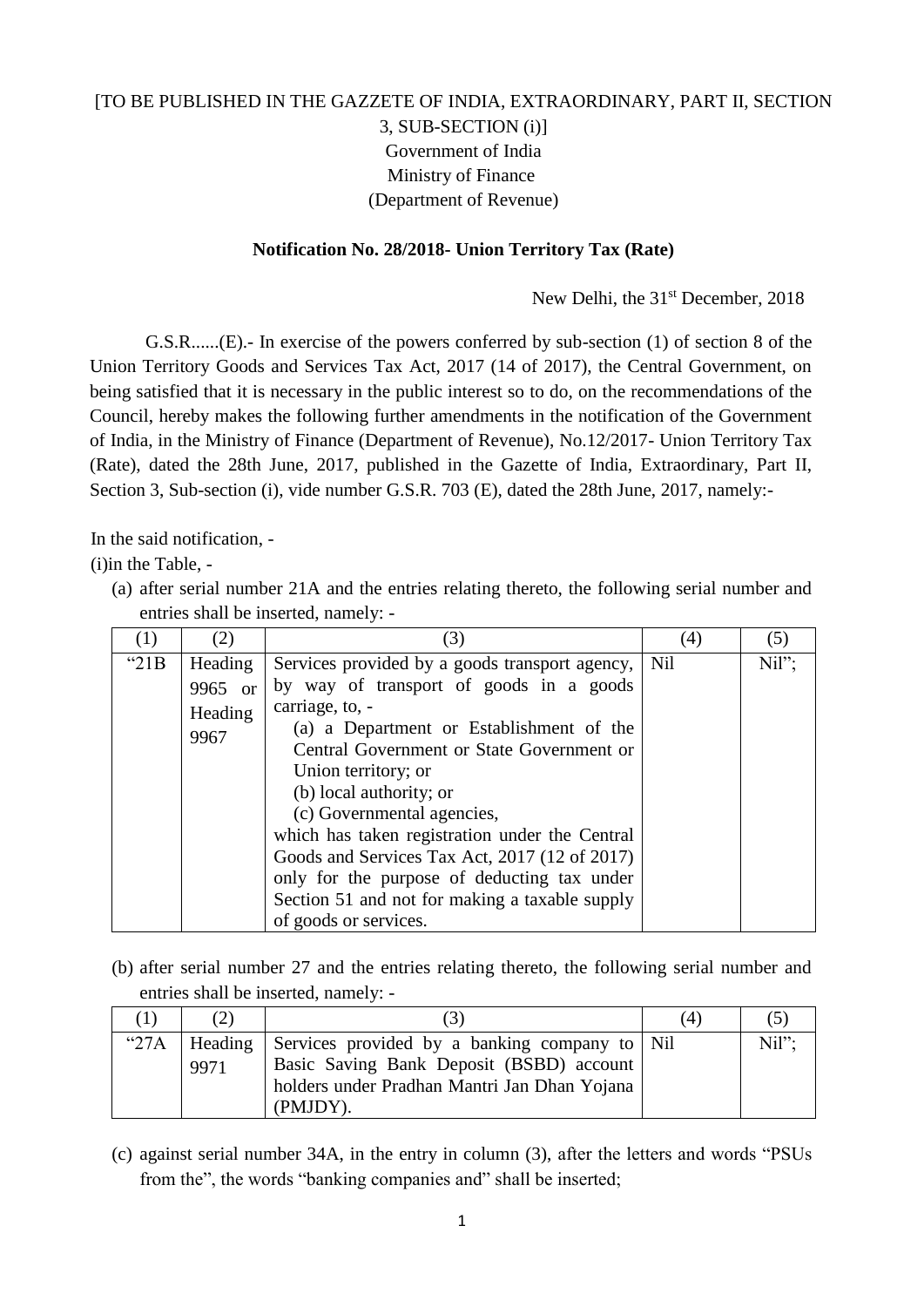[TO BE PUBLISHED IN THE GAZZETE OF INDIA, EXTRAORDINARY, PART II, SECTION 3, SUB-SECTION (i)]

Government of India

Ministry of Finance

(Department of Revenue)

**Notification No. 28/2018- Union Territory Tax (Rate)**

New Delhi, the 31st December, 2018

G.S.R......(E).- In exercise of the powers conferred by sub-section (1) of section 8 of the Union Territory Goods and Services Tax Act, 2017 (14 of 2017), the Central Government, on being satisfied that it is necessary in the public interest so to do, on the recommendations of the Council, hereby makes the following further amendments in the notification of the Government of India, in the Ministry of Finance (Department of Revenue), No.12/2017- Union Territory Tax (Rate), dated the 28th June, 2017, published in the Gazette of India, Extraordinary, Part II, Section 3, Sub-section (i), vide number G.S.R. 703 (E), dated the 28th June, 2017, namely:-

In the said notification, -

(i)in the Table, -

(a) after serial number 21A and the entries relating thereto, the following serial number and entries shall be inserted, namely: -

| (1) | (2) | (3) | (4) | (5) |
|---|---|---|---|---|
| "21B | Heading 9965 or Heading 9967 | Services provided by a goods transport agency, by way of transport of goods in a goods carriage, to, -<br>(a) a Department or Establishment of the Central Government or State Government or Union territory; or<br>(b) local authority; or<br>(c) Governmental agencies,<br>which has taken registration under the Central Goods and Services Tax Act, 2017 (12 of 2017) only for the purpose of deducting tax under Section 51 and not for making a taxable supply of goods or services. | Nil | Nil"; |

(b) after serial number 27 and the entries relating thereto, the following serial number and entries shall be inserted, namely: -

| (1) | (2) | (3) | (4) | (5) |
|---|---|---|---|---|
| "27A | Heading 9971 | Services provided by a banking company to Basic Saving Bank Deposit (BSBD) account holders under Pradhan Mantri Jan Dhan Yojana (PMJDY). | Nil | Nil"; |

(c) against serial number 34A, in the entry in column (3), after the letters and words "PSUs from the", the words "banking companies and" shall be inserted;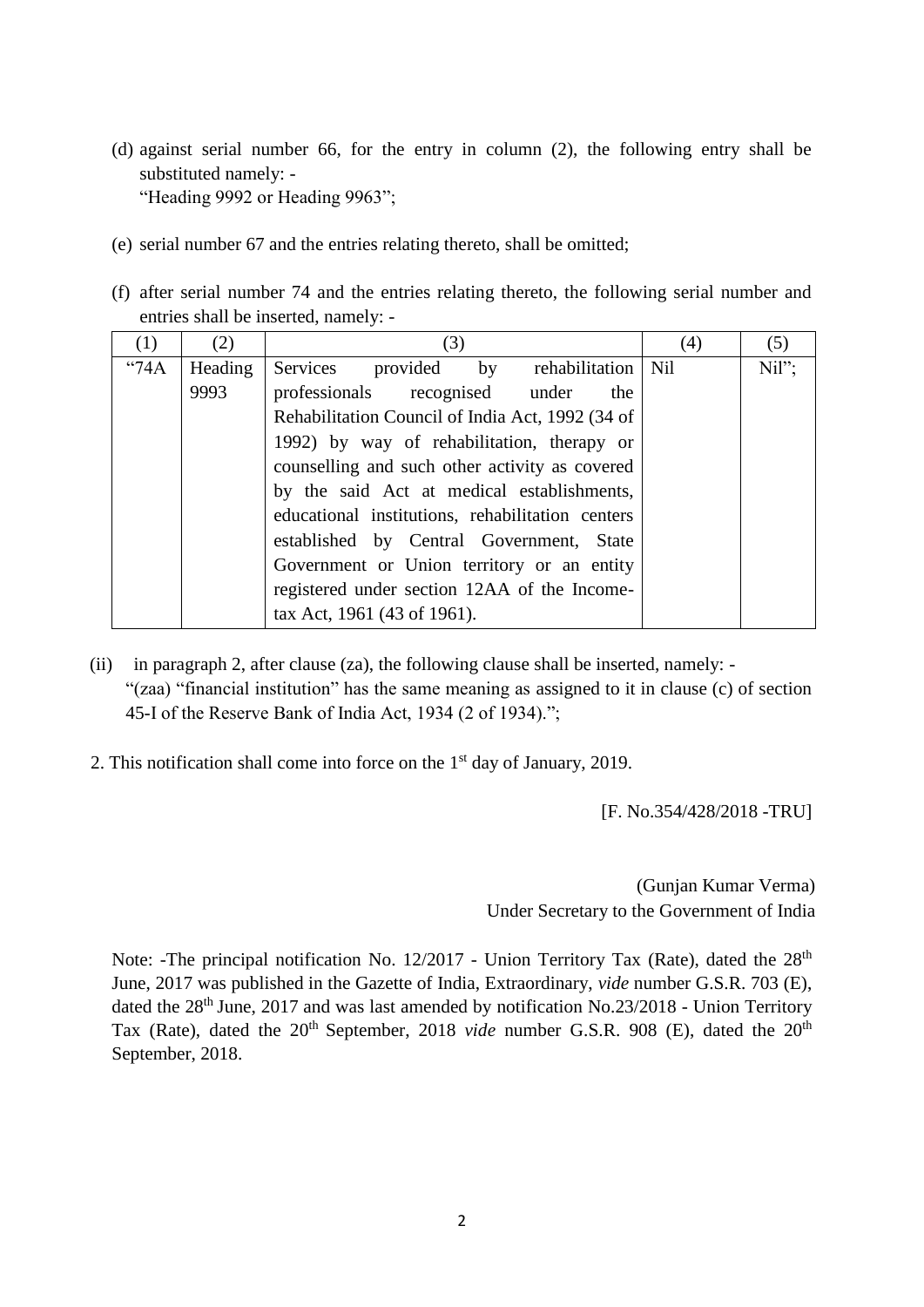(d) against serial number 66, for the entry in column (2), the following entry shall be substituted namely: -
"Heading 9992 or Heading 9963";

(e) serial number 67 and the entries relating thereto, shall be omitted;

(f) after serial number 74 and the entries relating thereto, the following serial number and entries shall be inserted, namely: -

| (1) | (2) | (3) | (4) | (5) |
|---|---|---|---|---|
| "74A | Heading 9993 | Services provided by rehabilitation professionals recognised under the Rehabilitation Council of India Act, 1992 (34 of 1992) by way of rehabilitation, therapy or counselling and such other activity as covered by the said Act at medical establishments, educational institutions, rehabilitation centers established by Central Government, State Government or Union territory or an entity registered under section 12AA of the Income-tax Act, 1961 (43 of 1961). | Nil | Nil"; |

(ii) in paragraph 2, after clause (za), the following clause shall be inserted, namely: -
"(zaa) "financial institution" has the same meaning as assigned to it in clause (c) of section 45-I of the Reserve Bank of India Act, 1934 (2 of 1934).";

2. This notification shall come into force on the 1st day of January, 2019.

[F. No.354/428/2018 -TRU]

(Gunjan Kumar Verma)
Under Secretary to the Government of India

Note: -The principal notification No. 12/2017 - Union Territory Tax (Rate), dated the 28th June, 2017 was published in the Gazette of India, Extraordinary, *vide* number G.S.R. 703 (E), dated the 28th June, 2017 and was last amended by notification No.23/2018 - Union Territory Tax (Rate), dated the 20th September, 2018 *vide* number G.S.R. 908 (E), dated the 20th September, 2018.